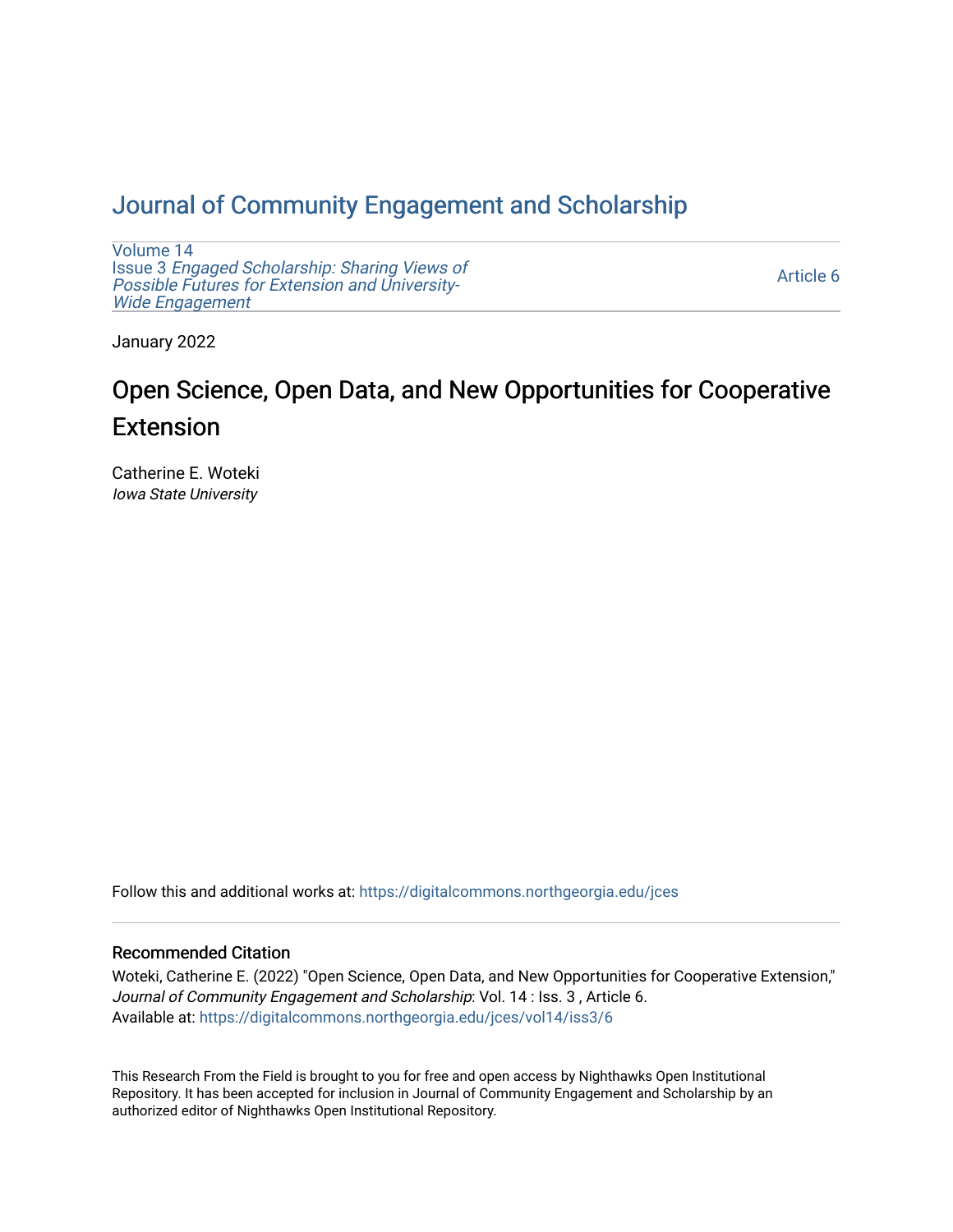# Journal of Community Engagement and Scholarship

Volume 14
Issue 3 *Engaged Scholarship: Sharing Views of Possible Futures for Extension and University-Wide Engagement*

Article 6

January 2022

## Open Science, Open Data, and New Opportunities for Cooperative Extension

Catherine E. Woteki
*Iowa State University*

Follow this and additional works at: https://digitalcommons.northgeorgia.edu/jces

### Recommended Citation

Woteki, Catherine E. (2022) "Open Science, Open Data, and New Opportunities for Cooperative Extension," *Journal of Community Engagement and Scholarship*: Vol. 14 : Iss. 3 , Article 6.
Available at: https://digitalcommons.northgeorgia.edu/jces/vol14/iss3/6

This Research From the Field is brought to you for free and open access by Nighthawks Open Institutional Repository. It has been accepted for inclusion in Journal of Community Engagement and Scholarship by an authorized editor of Nighthawks Open Institutional Repository.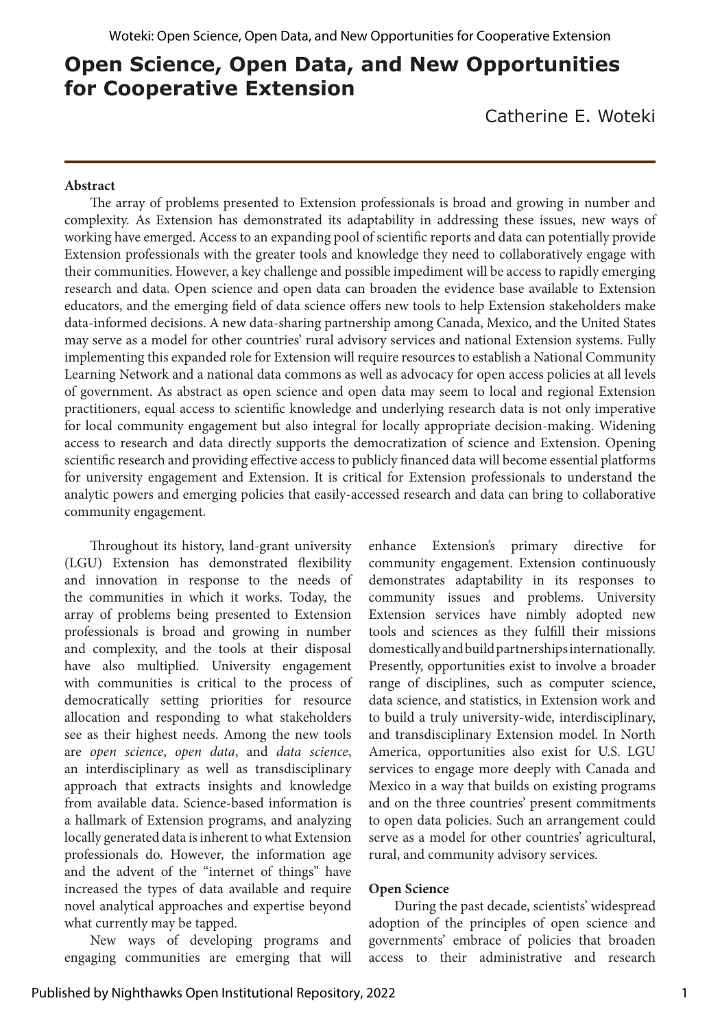# Open Science, Open Data, and New Opportunities for Cooperative Extension

Catherine E. Woteki

**Abstract**

The array of problems presented to Extension professionals is broad and growing in number and complexity. As Extension has demonstrated its adaptability in addressing these issues, new ways of working have emerged. Access to an expanding pool of scientific reports and data can potentially provide Extension professionals with the greater tools and knowledge they need to collaboratively engage with their communities. However, a key challenge and possible impediment will be access to rapidly emerging research and data. Open science and open data can broaden the evidence base available to Extension educators, and the emerging field of data science offers new tools to help Extension stakeholders make data-informed decisions. A new data-sharing partnership among Canada, Mexico, and the United States may serve as a model for other countries' rural advisory services and national Extension systems. Fully implementing this expanded role for Extension will require resources to establish a National Community Learning Network and a national data commons as well as advocacy for open access policies at all levels of government. As abstract as open science and open data may seem to local and regional Extension practitioners, equal access to scientific knowledge and underlying research data is not only imperative for local community engagement but also integral for locally appropriate decision-making. Widening access to research and data directly supports the democratization of science and Extension. Opening scientific research and providing effective access to publicly financed data will become essential platforms for university engagement and Extension. It is critical for Extension professionals to understand the analytic powers and emerging policies that easily-accessed research and data can bring to collaborative community engagement.

Throughout its history, land-grant university (LGU) Extension has demonstrated flexibility and innovation in response to the needs of the communities in which it works. Today, the array of problems being presented to Extension professionals is broad and growing in number and complexity, and the tools at their disposal have also multiplied. University engagement with communities is critical to the process of democratically setting priorities for resource allocation and responding to what stakeholders see as their highest needs. Among the new tools are *open science*, *open data*, and *data science*, an interdisciplinary as well as transdisciplinary approach that extracts insights and knowledge from available data. Science-based information is a hallmark of Extension programs, and analyzing locally generated data is inherent to what Extension professionals do. However, the information age and the advent of the "internet of things" have increased the types of data available and require novel analytical approaches and expertise beyond what currently may be tapped.

New ways of developing programs and engaging communities are emerging that will enhance Extension's primary directive for community engagement. Extension continuously demonstrates adaptability in its responses to community issues and problems. University Extension services have nimbly adopted new tools and sciences as they fulfill their missions domestically and build partnerships internationally. Presently, opportunities exist to involve a broader range of disciplines, such as computer science, data science, and statistics, in Extension work and to build a truly university-wide, interdisciplinary, and transdisciplinary Extension model. In North America, opportunities also exist for U.S. LGU services to engage more deeply with Canada and Mexico in a way that builds on existing programs and on the three countries' present commitments to open data policies. Such an arrangement could serve as a model for other countries' agricultural, rural, and community advisory services.

**Open Science**

During the past decade, scientists' widespread adoption of the principles of open science and governments' embrace of policies that broaden access to their administrative and research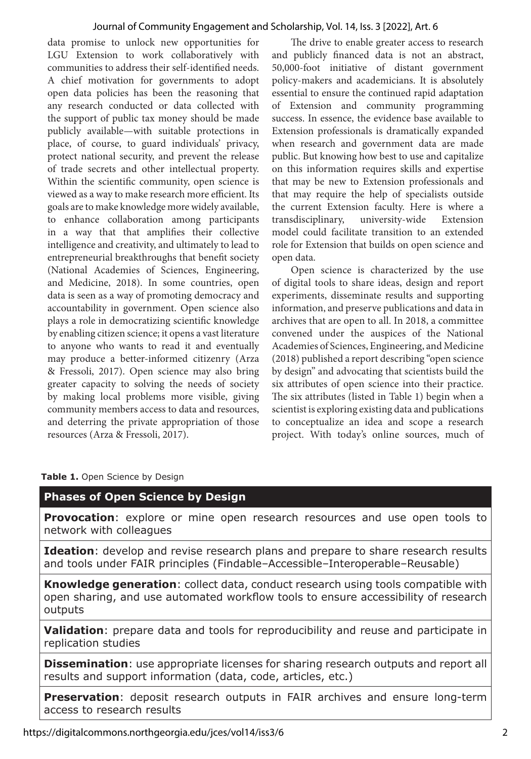data promise to unlock new opportunities for LGU Extension to work collaboratively with communities to address their self-identified needs. A chief motivation for governments to adopt open data policies has been the reasoning that any research conducted or data collected with the support of public tax money should be made publicly available—with suitable protections in place, of course, to guard individuals' privacy, protect national security, and prevent the release of trade secrets and other intellectual property. Within the scientific community, open science is viewed as a way to make research more efficient. Its goals are to make knowledge more widely available, to enhance collaboration among participants in a way that that amplifies their collective intelligence and creativity, and ultimately to lead to entrepreneurial breakthroughs that benefit society (National Academies of Sciences, Engineering, and Medicine, 2018). In some countries, open data is seen as a way of promoting democracy and accountability in government. Open science also plays a role in democratizing scientific knowledge by enabling citizen science; it opens a vast literature to anyone who wants to read it and eventually may produce a better-informed citizenry (Arza & Fressoli, 2017). Open science may also bring greater capacity to solving the needs of society by making local problems more visible, giving community members access to data and resources, and deterring the private appropriation of those resources (Arza & Fressoli, 2017).

The drive to enable greater access to research and publicly financed data is not an abstract, 50,000-foot initiative of distant government policy-makers and academicians. It is absolutely essential to ensure the continued rapid adaptation of Extension and community programming success. In essence, the evidence base available to Extension professionals is dramatically expanded when research and government data are made public. But knowing how best to use and capitalize on this information requires skills and expertise that may be new to Extension professionals and that may require the help of specialists outside the current Extension faculty. Here is where a transdisciplinary, university-wide Extension model could facilitate transition to an extended role for Extension that builds on open science and open data.

Open science is characterized by the use of digital tools to share ideas, design and report experiments, disseminate results and supporting information, and preserve publications and data in archives that are open to all. In 2018, a committee convened under the auspices of the National Academies of Sciences, Engineering, and Medicine (2018) published a report describing "open science by design" and advocating that scientists build the six attributes of open science into their practice. The six attributes (listed in Table 1) begin when a scientist is exploring existing data and publications to conceptualize an idea and scope a research project. With today's online sources, much of

**Table 1.** Open Science by Design

| **Phases of Open Science by Design** |
|---|
| **Provocation**: explore or mine open research resources and use open tools to network with colleagues |
| **Ideation**: develop and revise research plans and prepare to share research results and tools under FAIR principles (Findable–Accessible–Interoperable–Reusable) |
| **Knowledge generation**: collect data, conduct research using tools compatible with open sharing, and use automated workflow tools to ensure accessibility of research outputs |
| **Validation**: prepare data and tools for reproducibility and reuse and participate in replication studies |
| **Dissemination**: use appropriate licenses for sharing research outputs and report all results and support information (data, code, articles, etc.) |
| **Preservation**: deposit research outputs in FAIR archives and ensure long-term access to research results |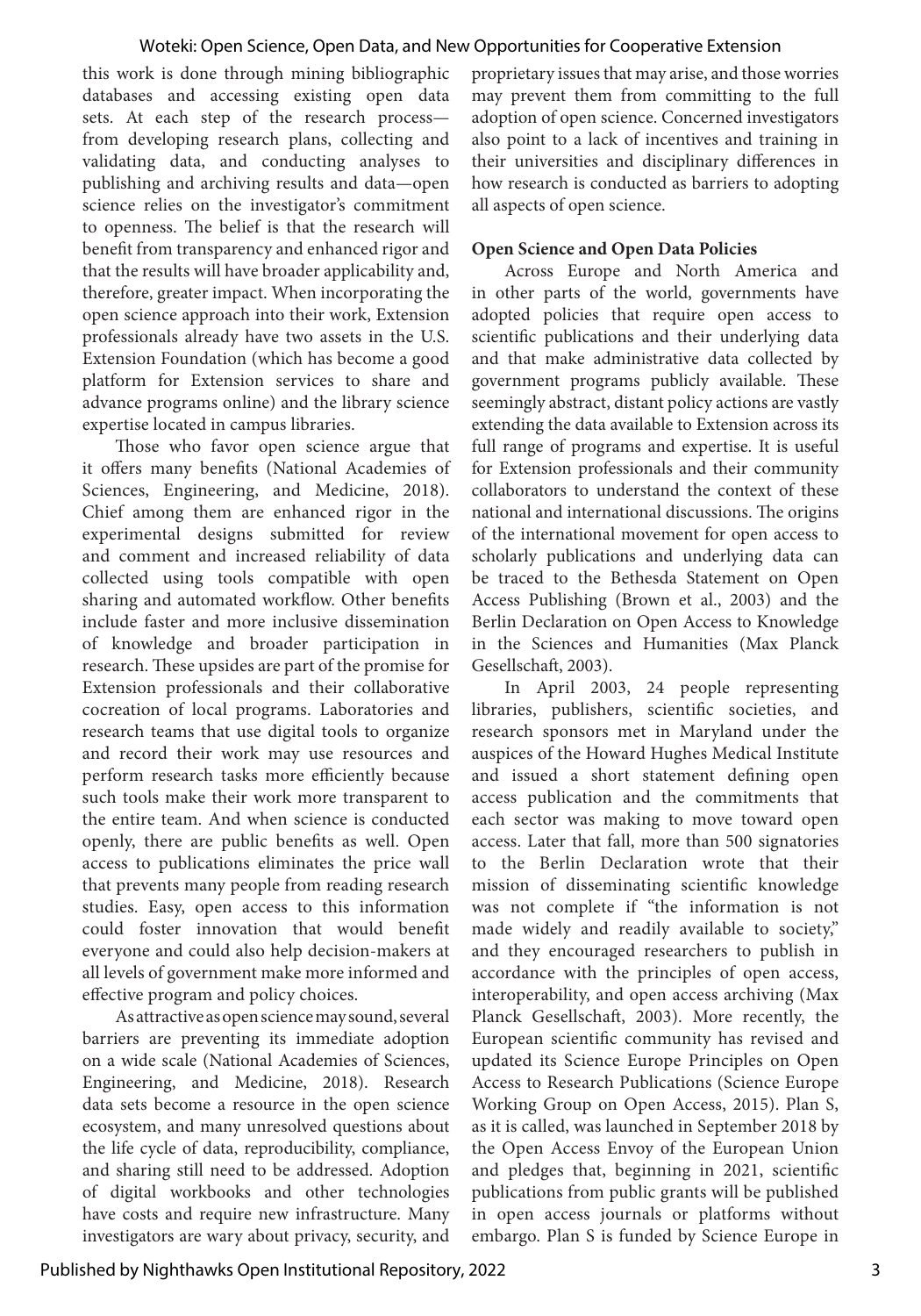this work is done through mining bibliographic databases and accessing existing open data sets. At each step of the research process—from developing research plans, collecting and validating data, and conducting analyses to publishing and archiving results and data—open science relies on the investigator's commitment to openness. The belief is that the research will benefit from transparency and enhanced rigor and that the results will have broader applicability and, therefore, greater impact. When incorporating the open science approach into their work, Extension professionals already have two assets in the U.S. Extension Foundation (which has become a good platform for Extension services to share and advance programs online) and the library science expertise located in campus libraries.

Those who favor open science argue that it offers many benefits (National Academies of Sciences, Engineering, and Medicine, 2018). Chief among them are enhanced rigor in the experimental designs submitted for review and comment and increased reliability of data collected using tools compatible with open sharing and automated workflow. Other benefits include faster and more inclusive dissemination of knowledge and broader participation in research. These upsides are part of the promise for Extension professionals and their collaborative cocreation of local programs. Laboratories and research teams that use digital tools to organize and record their work may use resources and perform research tasks more efficiently because such tools make their work more transparent to the entire team. And when science is conducted openly, there are public benefits as well. Open access to publications eliminates the price wall that prevents many people from reading research studies. Easy, open access to this information could foster innovation that would benefit everyone and could also help decision-makers at all levels of government make more informed and effective program and policy choices.

As attractive as open science may sound, several barriers are preventing its immediate adoption on a wide scale (National Academies of Sciences, Engineering, and Medicine, 2018). Research data sets become a resource in the open science ecosystem, and many unresolved questions about the life cycle of data, reproducibility, compliance, and sharing still need to be addressed. Adoption of digital workbooks and other technologies have costs and require new infrastructure. Many investigators are wary about privacy, security, and proprietary issues that may arise, and those worries may prevent them from committing to the full adoption of open science. Concerned investigators also point to a lack of incentives and training in their universities and disciplinary differences in how research is conducted as barriers to adopting all aspects of open science.

**Open Science and Open Data Policies**

Across Europe and North America and in other parts of the world, governments have adopted policies that require open access to scientific publications and their underlying data and that make administrative data collected by government programs publicly available. These seemingly abstract, distant policy actions are vastly extending the data available to Extension across its full range of programs and expertise. It is useful for Extension professionals and their community collaborators to understand the context of these national and international discussions. The origins of the international movement for open access to scholarly publications and underlying data can be traced to the Bethesda Statement on Open Access Publishing (Brown et al., 2003) and the Berlin Declaration on Open Access to Knowledge in the Sciences and Humanities (Max Planck Gesellschaft, 2003).

In April 2003, 24 people representing libraries, publishers, scientific societies, and research sponsors met in Maryland under the auspices of the Howard Hughes Medical Institute and issued a short statement defining open access publication and the commitments that each sector was making to move toward open access. Later that fall, more than 500 signatories to the Berlin Declaration wrote that their mission of disseminating scientific knowledge was not complete if "the information is not made widely and readily available to society," and they encouraged researchers to publish in accordance with the principles of open access, interoperability, and open access archiving (Max Planck Gesellschaft, 2003). More recently, the European scientific community has revised and updated its Science Europe Principles on Open Access to Research Publications (Science Europe Working Group on Open Access, 2015). Plan S, as it is called, was launched in September 2018 by the Open Access Envoy of the European Union and pledges that, beginning in 2021, scientific publications from public grants will be published in open access journals or platforms without embargo. Plan S is funded by Science Europe in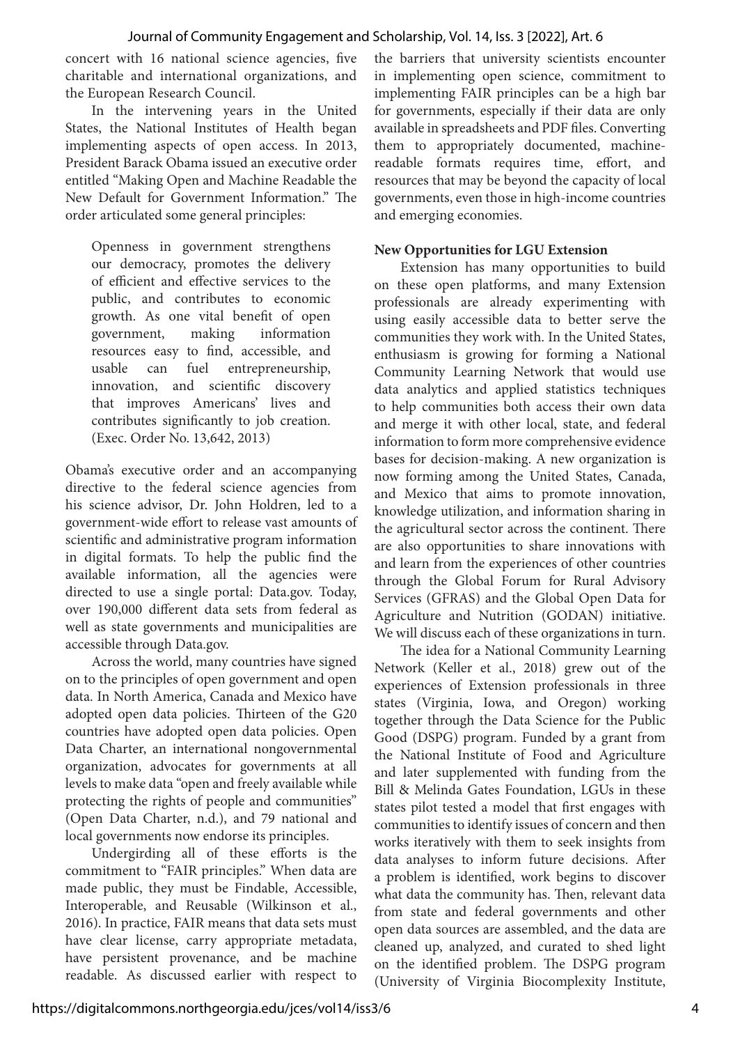concert with 16 national science agencies, five charitable and international organizations, and the European Research Council.

In the intervening years in the United States, the National Institutes of Health began implementing aspects of open access. In 2013, President Barack Obama issued an executive order entitled "Making Open and Machine Readable the New Default for Government Information." The order articulated some general principles:

> Openness in government strengthens our democracy, promotes the delivery of efficient and effective services to the public, and contributes to economic growth. As one vital benefit of open government, making information resources easy to find, accessible, and usable can fuel entrepreneurship, innovation, and scientific discovery that improves Americans' lives and contributes significantly to job creation. (Exec. Order No. 13,642, 2013)

Obama's executive order and an accompanying directive to the federal science agencies from his science advisor, Dr. John Holdren, led to a government-wide effort to release vast amounts of scientific and administrative program information in digital formats. To help the public find the available information, all the agencies were directed to use a single portal: Data.gov. Today, over 190,000 different data sets from federal as well as state governments and municipalities are accessible through Data.gov.

Across the world, many countries have signed on to the principles of open government and open data. In North America, Canada and Mexico have adopted open data policies. Thirteen of the G20 countries have adopted open data policies. Open Data Charter, an international nongovernmental organization, advocates for governments at all levels to make data "open and freely available while protecting the rights of people and communities" (Open Data Charter, n.d.), and 79 national and local governments now endorse its principles.

Undergirding all of these efforts is the commitment to "FAIR principles." When data are made public, they must be Findable, Accessible, Interoperable, and Reusable (Wilkinson et al., 2016). In practice, FAIR means that data sets must have clear license, carry appropriate metadata, have persistent provenance, and be machine readable. As discussed earlier with respect to the barriers that university scientists encounter in implementing open science, commitment to implementing FAIR principles can be a high bar for governments, especially if their data are only available in spreadsheets and PDF files. Converting them to appropriately documented, machine-readable formats requires time, effort, and resources that may be beyond the capacity of local governments, even those in high-income countries and emerging economies.

**New Opportunities for LGU Extension**

Extension has many opportunities to build on these open platforms, and many Extension professionals are already experimenting with using easily accessible data to better serve the communities they work with. In the United States, enthusiasm is growing for forming a National Community Learning Network that would use data analytics and applied statistics techniques to help communities both access their own data and merge it with other local, state, and federal information to form more comprehensive evidence bases for decision-making. A new organization is now forming among the United States, Canada, and Mexico that aims to promote innovation, knowledge utilization, and information sharing in the agricultural sector across the continent. There are also opportunities to share innovations with and learn from the experiences of other countries through the Global Forum for Rural Advisory Services (GFRAS) and the Global Open Data for Agriculture and Nutrition (GODAN) initiative. We will discuss each of these organizations in turn.

The idea for a National Community Learning Network (Keller et al., 2018) grew out of the experiences of Extension professionals in three states (Virginia, Iowa, and Oregon) working together through the Data Science for the Public Good (DSPG) program. Funded by a grant from the National Institute of Food and Agriculture and later supplemented with funding from the Bill & Melinda Gates Foundation, LGUs in these states pilot tested a model that first engages with communities to identify issues of concern and then works iteratively with them to seek insights from data analyses to inform future decisions. After a problem is identified, work begins to discover what data the community has. Then, relevant data from state and federal governments and other open data sources are assembled, and the data are cleaned up, analyzed, and curated to shed light on the identified problem. The DSPG program (University of Virginia Biocomplexity Institute,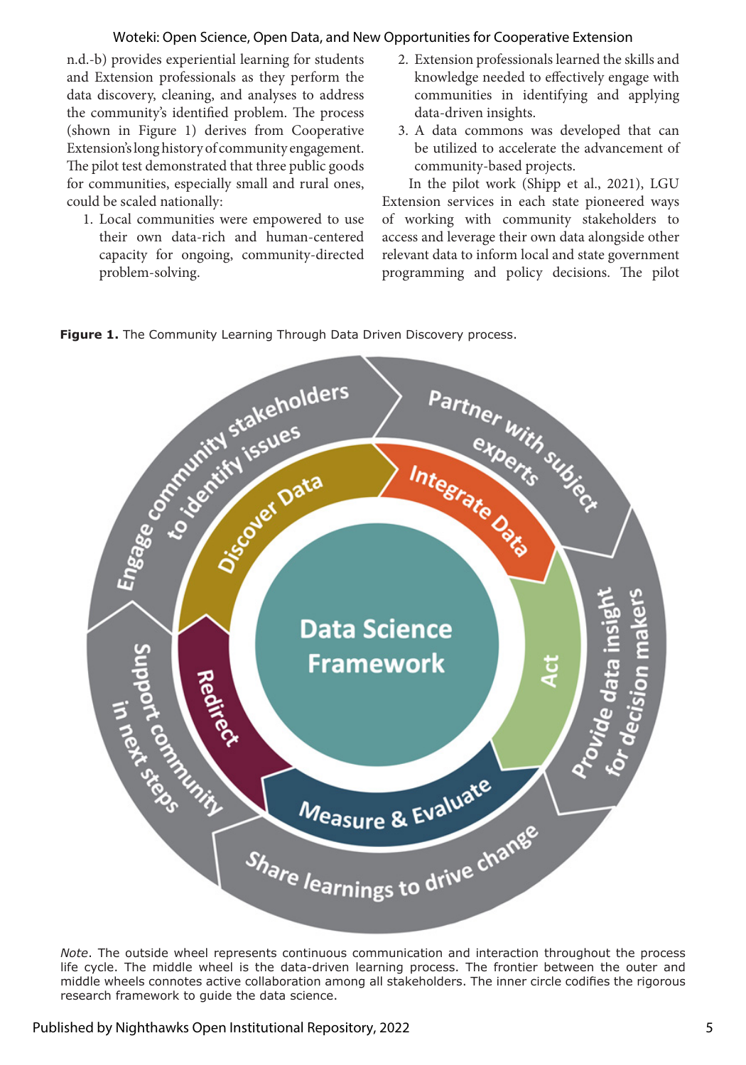n.d.-b) provides experiential learning for students and Extension professionals as they perform the data discovery, cleaning, and analyses to address the community's identified problem. The process (shown in Figure 1) derives from Cooperative Extension's long history of community engagement. The pilot test demonstrated that three public goods for communities, especially small and rural ones, could be scaled nationally:

1. Local communities were empowered to use their own data-rich and human-centered capacity for ongoing, community-directed problem-solving.
2. Extension professionals learned the skills and knowledge needed to effectively engage with communities in identifying and applying data-driven insights.
3. A data commons was developed that can be utilized to accelerate the advancement of community-based projects.

In the pilot work (Shipp et al., 2021), LGU Extension services in each state pioneered ways of working with community stakeholders to access and leverage their own data alongside other relevant data to inform local and state government programming and policy decisions. The pilot

**Figure 1.** The Community Learning Through Data Driven Discovery process.

*Note*. The outside wheel represents continuous communication and interaction throughout the process life cycle. The middle wheel is the data-driven learning process. The frontier between the outer and middle wheels connotes active collaboration among all stakeholders. The inner circle codifies the rigorous research framework to guide the data science.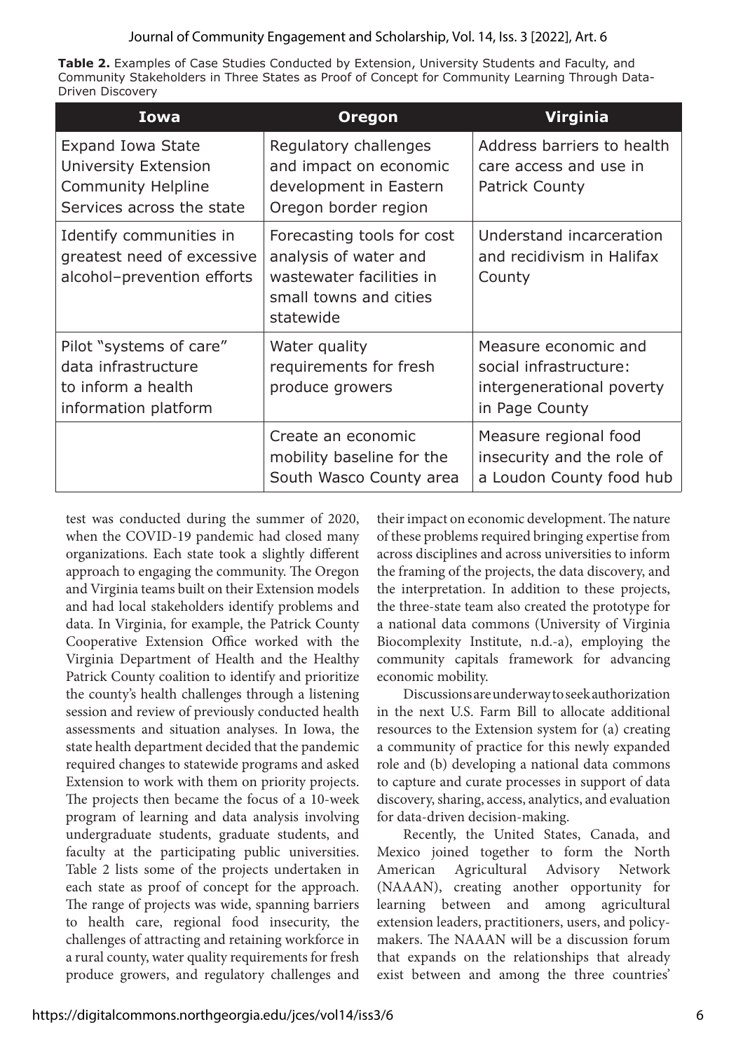**Table 2.** Examples of Case Studies Conducted by Extension, University Students and Faculty, and Community Stakeholders in Three States as Proof of Concept for Community Learning Through Data-Driven Discovery

| Iowa | Oregon | Virginia |
|---|---|---|
| Expand Iowa State University Extension Community Helpline Services across the state | Regulatory challenges and impact on economic development in Eastern Oregon border region | Address barriers to health care access and use in Patrick County |
| Identify communities in greatest need of excessive alcohol–prevention efforts | Forecasting tools for cost analysis of water and wastewater facilities in small towns and cities statewide | Understand incarceration and recidivism in Halifax County |
| Pilot "systems of care" data infrastructure to inform a health information platform | Water quality requirements for fresh produce growers | Measure economic and social infrastructure: intergenerational poverty in Page County |
| | Create an economic mobility baseline for the South Wasco County area | Measure regional food insecurity and the role of a Loudon County food hub |

test was conducted during the summer of 2020, when the COVID-19 pandemic had closed many organizations. Each state took a slightly different approach to engaging the community. The Oregon and Virginia teams built on their Extension models and had local stakeholders identify problems and data. In Virginia, for example, the Patrick County Cooperative Extension Office worked with the Virginia Department of Health and the Healthy Patrick County coalition to identify and prioritize the county's health challenges through a listening session and review of previously conducted health assessments and situation analyses. In Iowa, the state health department decided that the pandemic required changes to statewide programs and asked Extension to work with them on priority projects. The projects then became the focus of a 10-week program of learning and data analysis involving undergraduate students, graduate students, and faculty at the participating public universities. Table 2 lists some of the projects undertaken in each state as proof of concept for the approach. The range of projects was wide, spanning barriers to health care, regional food insecurity, the challenges of attracting and retaining workforce in a rural county, water quality requirements for fresh produce growers, and regulatory challenges and their impact on economic development. The nature of these problems required bringing expertise from across disciplines and across universities to inform the framing of the projects, the data discovery, and the interpretation. In addition to these projects, the three-state team also created the prototype for a national data commons (University of Virginia Biocomplexity Institute, n.d.-a), employing the community capitals framework for advancing economic mobility.

Discussions are underway to seek authorization in the next U.S. Farm Bill to allocate additional resources to the Extension system for (a) creating a community of practice for this newly expanded role and (b) developing a national data commons to capture and curate processes in support of data discovery, sharing, access, analytics, and evaluation for data-driven decision-making.

Recently, the United States, Canada, and Mexico joined together to form the North American Agricultural Advisory Network (NAAAN), creating another opportunity for learning between and among agricultural extension leaders, practitioners, users, and policymakers. The NAAAN will be a discussion forum that expands on the relationships that already exist between and among the three countries'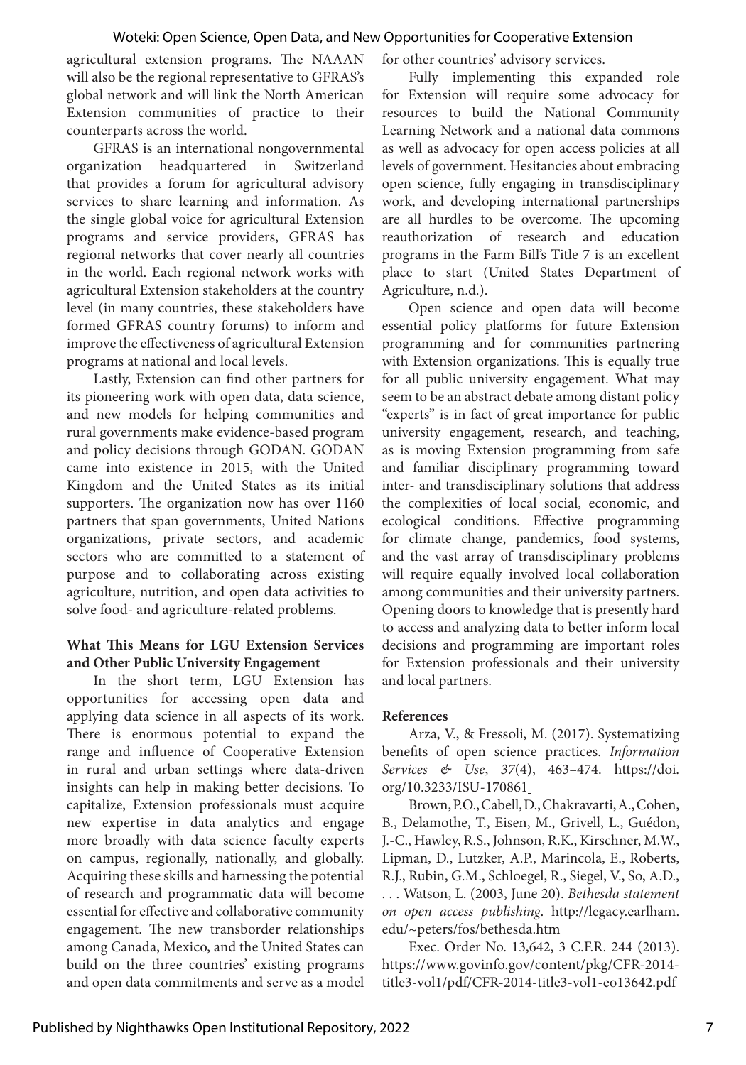agricultural extension programs. The NAAAN will also be the regional representative to GFRAS's global network and will link the North American Extension communities of practice to their counterparts across the world.

GFRAS is an international nongovernmental organization headquartered in Switzerland that provides a forum for agricultural advisory services to share learning and information. As the single global voice for agricultural Extension programs and service providers, GFRAS has regional networks that cover nearly all countries in the world. Each regional network works with agricultural Extension stakeholders at the country level (in many countries, these stakeholders have formed GFRAS country forums) to inform and improve the effectiveness of agricultural Extension programs at national and local levels.

Lastly, Extension can find other partners for its pioneering work with open data, data science, and new models for helping communities and rural governments make evidence-based program and policy decisions through GODAN. GODAN came into existence in 2015, with the United Kingdom and the United States as its initial supporters. The organization now has over 1160 partners that span governments, United Nations organizations, private sectors, and academic sectors who are committed to a statement of purpose and to collaborating across existing agriculture, nutrition, and open data activities to solve food- and agriculture-related problems.

## What This Means for LGU Extension Services and Other Public University Engagement

In the short term, LGU Extension has opportunities for accessing open data and applying data science in all aspects of its work. There is enormous potential to expand the range and influence of Cooperative Extension in rural and urban settings where data-driven insights can help in making better decisions. To capitalize, Extension professionals must acquire new expertise in data analytics and engage more broadly with data science faculty experts on campus, regionally, nationally, and globally. Acquiring these skills and harnessing the potential of research and programmatic data will become essential for effective and collaborative community engagement. The new transborder relationships among Canada, Mexico, and the United States can build on the three countries' existing programs and open data commitments and serve as a model for other countries' advisory services.

Fully implementing this expanded role for Extension will require some advocacy for resources to build the National Community Learning Network and a national data commons as well as advocacy for open access policies at all levels of government. Hesitancies about embracing open science, fully engaging in transdisciplinary work, and developing international partnerships are all hurdles to be overcome. The upcoming reauthorization of research and education programs in the Farm Bill's Title 7 is an excellent place to start (United States Department of Agriculture, n.d.).

Open science and open data will become essential policy platforms for future Extension programming and for communities partnering with Extension organizations. This is equally true for all public university engagement. What may seem to be an abstract debate among distant policy "experts" is in fact of great importance for public university engagement, research, and teaching, as is moving Extension programming from safe and familiar disciplinary programming toward inter- and transdisciplinary solutions that address the complexities of local social, economic, and ecological conditions. Effective programming for climate change, pandemics, food systems, and the vast array of transdisciplinary problems will require equally involved local collaboration among communities and their university partners. Opening doors to knowledge that is presently hard to access and analyzing data to better inform local decisions and programming are important roles for Extension professionals and their university and local partners.

## References

Arza, V., & Fressoli, M. (2017). Systematizing benefits of open science practices. *Information Services & Use*, *37*(4), 463–474. https://doi.org/10.3233/ISU-170861

Brown, P.O., Cabell, D., Chakravarti, A., Cohen, B., Delamothe, T., Eisen, M., Grivell, L., Guédon, J.-C., Hawley, R.S., Johnson, R.K., Kirschner, M.W., Lipman, D., Lutzker, A.P., Marincola, E., Roberts, R.J., Rubin, G.M., Schloegel, R., Siegel, V., So, A.D., . . . Watson, L. (2003, June 20). *Bethesda statement on open access publishing.* http://legacy.earlham.edu/~peters/fos/bethesda.htm

Exec. Order No. 13,642, 3 C.F.R. 244 (2013). https://www.govinfo.gov/content/pkg/CFR-2014-title3-vol1/pdf/CFR-2014-title3-vol1-eo13642.pdf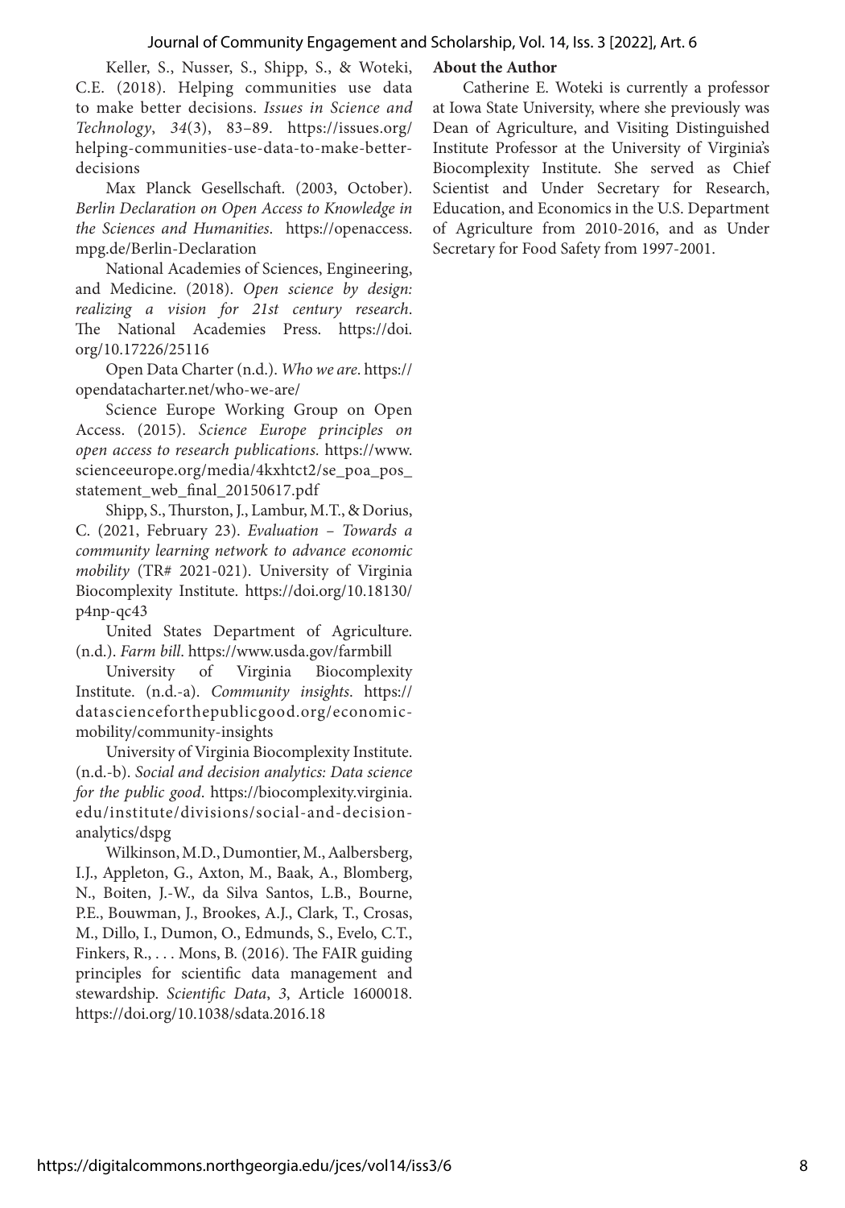Keller, S., Nusser, S., Shipp, S., & Woteki, C.E. (2018). Helping communities use data to make better decisions. *Issues in Science and Technology*, *34*(3), 83–89. https://issues.org/helping-communities-use-data-to-make-better-decisions

Max Planck Gesellschaft. (2003, October). *Berlin Declaration on Open Access to Knowledge in the Sciences and Humanities*. https://openaccess.mpg.de/Berlin-Declaration

National Academies of Sciences, Engineering, and Medicine. (2018). *Open science by design: realizing a vision for 21st century research*. The National Academies Press. https://doi.org/10.17226/25116

Open Data Charter (n.d.). *Who we are*. https://opendatacharter.net/who-we-are/

Science Europe Working Group on Open Access. (2015). *Science Europe principles on open access to research publications*. https://www.scienceeurope.org/media/4kxhtct2/se_poa_pos_statement_web_final_20150617.pdf

Shipp, S., Thurston, J., Lambur, M.T., & Dorius, C. (2021, February 23). *Evaluation – Towards a community learning network to advance economic mobility* (TR# 2021-021). University of Virginia Biocomplexity Institute. https://doi.org/10.18130/p4np-qc43

United States Department of Agriculture. (n.d.). *Farm bill*. https://www.usda.gov/farmbill

University of Virginia Biocomplexity Institute. (n.d.-a). *Community insights*. https://datascienceforthepublicgood.org/economic-mobility/community-insights

University of Virginia Biocomplexity Institute. (n.d.-b). *Social and decision analytics: Data science for the public good*. https://biocomplexity.virginia.edu/institute/divisions/social-and-decision-analytics/dspg

Wilkinson, M.D., Dumontier, M., Aalbersberg, I.J., Appleton, G., Axton, M., Baak, A., Blomberg, N., Boiten, J.-W., da Silva Santos, L.B., Bourne, P.E., Bouwman, J., Brookes, A.J., Clark, T., Crosas, M., Dillo, I., Dumon, O., Edmunds, S., Evelo, C.T., Finkers, R., . . . Mons, B. (2016). The FAIR guiding principles for scientific data management and stewardship. *Scientific Data*, *3*, Article 1600018. https://doi.org/10.1038/sdata.2016.18

**About the Author**

Catherine E. Woteki is currently a professor at Iowa State University, where she previously was Dean of Agriculture, and Visiting Distinguished Institute Professor at the University of Virginia's Biocomplexity Institute. She served as Chief Scientist and Under Secretary for Research, Education, and Economics in the U.S. Department of Agriculture from 2010-2016, and as Under Secretary for Food Safety from 1997-2001.